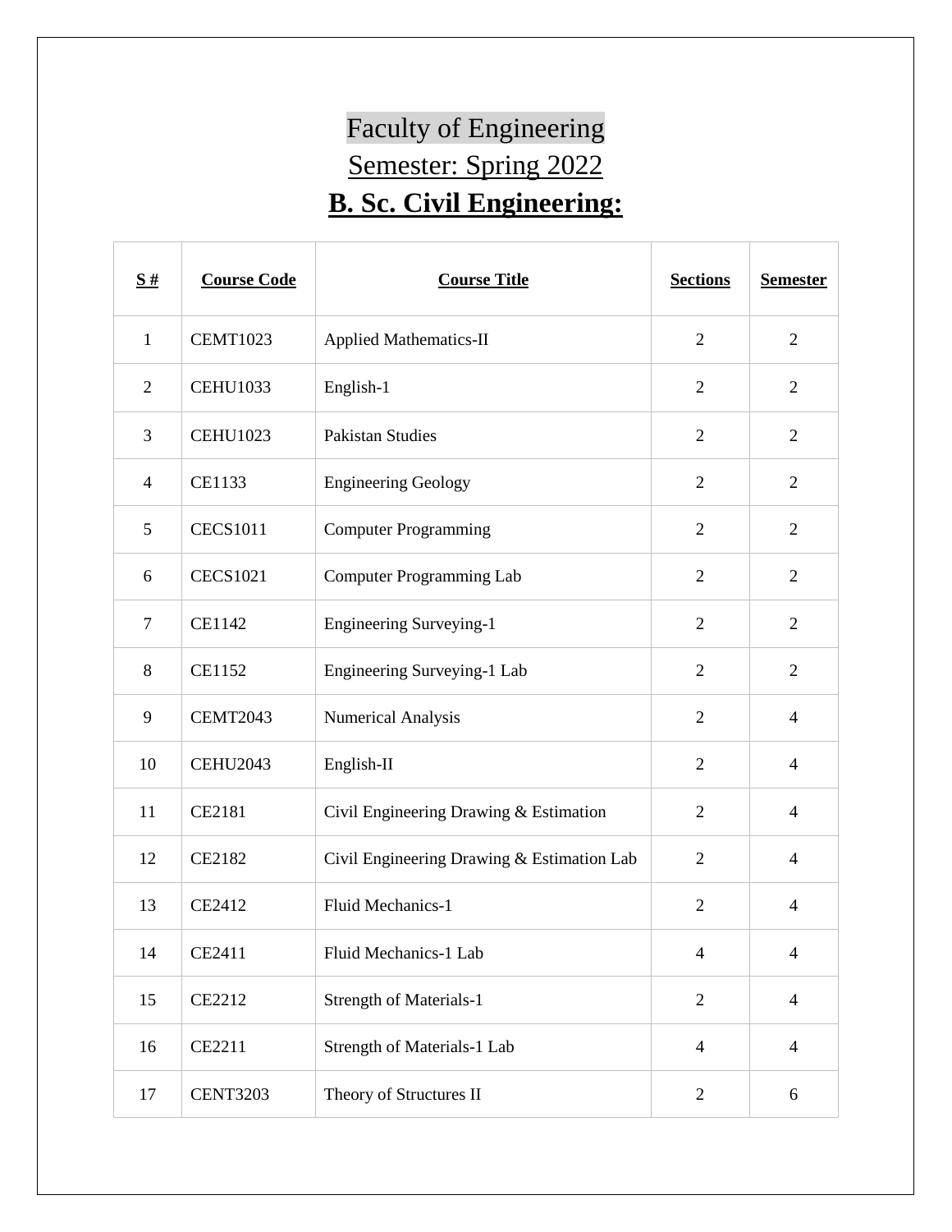# Faculty of Engineering

## Semester: Spring 2022

## B. Sc. Civil Engineering:

| S # | Course Code | Course Title | Sections | Semester |
|---|---|---|---|---|
| 1 | CEMT1023 | Applied Mathematics-II | 2 | 2 |
| 2 | CEHU1033 | English-1 | 2 | 2 |
| 3 | CEHU1023 | Pakistan Studies | 2 | 2 |
| 4 | CE1133 | Engineering Geology | 2 | 2 |
| 5 | CECS1011 | Computer Programming | 2 | 2 |
| 6 | CECS1021 | Computer Programming Lab | 2 | 2 |
| 7 | CE1142 | Engineering Surveying-1 | 2 | 2 |
| 8 | CE1152 | Engineering Surveying-1 Lab | 2 | 2 |
| 9 | CEMT2043 | Numerical Analysis | 2 | 4 |
| 10 | CEHU2043 | English-II | 2 | 4 |
| 11 | CE2181 | Civil Engineering Drawing & Estimation | 2 | 4 |
| 12 | CE2182 | Civil Engineering Drawing & Estimation Lab | 2 | 4 |
| 13 | CE2412 | Fluid Mechanics-1 | 2 | 4 |
| 14 | CE2411 | Fluid Mechanics-1 Lab | 4 | 4 |
| 15 | CE2212 | Strength of Materials-1 | 2 | 4 |
| 16 | CE2211 | Strength of Materials-1 Lab | 4 | 4 |
| 17 | CENT3203 | Theory of Structures II | 2 | 6 |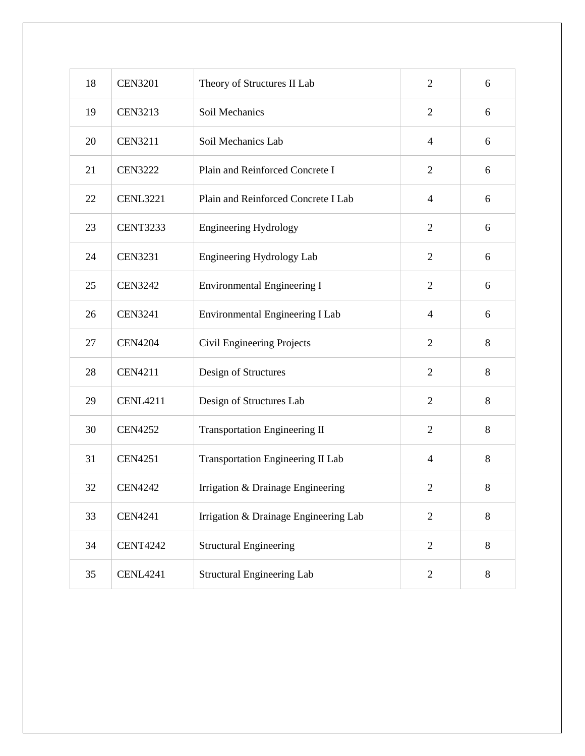| | | | | |
|---|---|---|---|---|
| 18 | CEN3201 | Theory of Structures II Lab | 2 | 6 |
| 19 | CEN3213 | Soil Mechanics | 2 | 6 |
| 20 | CEN3211 | Soil Mechanics Lab | 4 | 6 |
| 21 | CEN3222 | Plain and Reinforced Concrete I | 2 | 6 |
| 22 | CENL3221 | Plain and Reinforced Concrete I Lab | 4 | 6 |
| 23 | CENT3233 | Engineering Hydrology | 2 | 6 |
| 24 | CEN3231 | Engineering Hydrology Lab | 2 | 6 |
| 25 | CEN3242 | Environmental Engineering I | 2 | 6 |
| 26 | CEN3241 | Environmental Engineering I Lab | 4 | 6 |
| 27 | CEN4204 | Civil Engineering Projects | 2 | 8 |
| 28 | CEN4211 | Design of Structures | 2 | 8 |
| 29 | CENL4211 | Design of Structures Lab | 2 | 8 |
| 30 | CEN4252 | Transportation Engineering II | 2 | 8 |
| 31 | CEN4251 | Transportation Engineering II Lab | 4 | 8 |
| 32 | CEN4242 | Irrigation & Drainage Engineering | 2 | 8 |
| 33 | CEN4241 | Irrigation & Drainage Engineering Lab | 2 | 8 |
| 34 | CENT4242 | Structural Engineering | 2 | 8 |
| 35 | CENL4241 | Structural Engineering Lab | 2 | 8 |